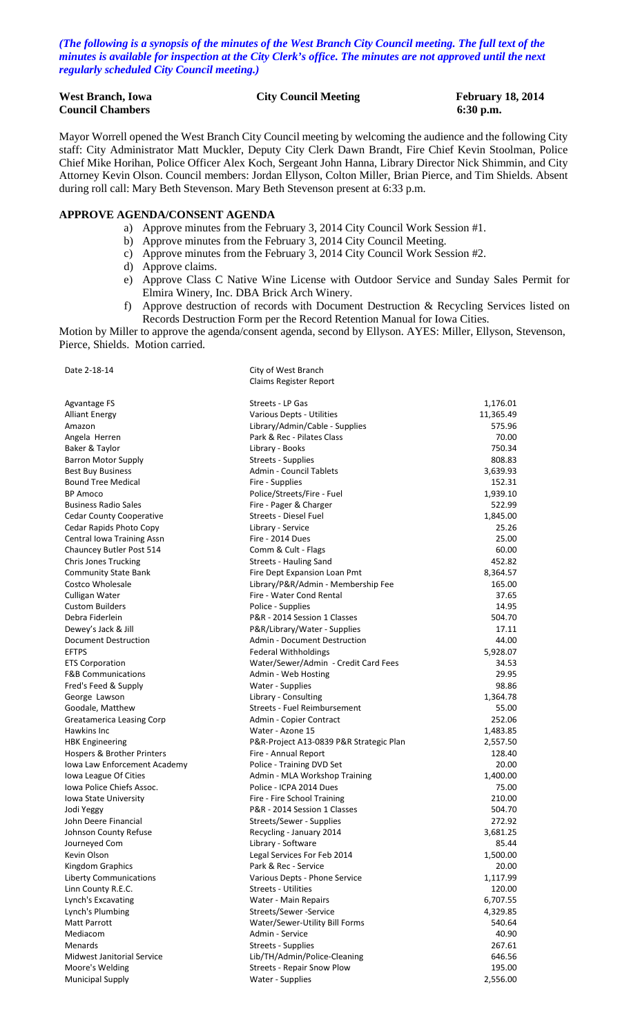*(The following is a synopsis of the minutes of the West Branch City Council meeting. The full text of the minutes is available for inspection at the City Clerk's office. The minutes are not approved until the next regularly scheduled City Council meeting.)*

**West Branch, Iowa** | **City Council Meeting** | **February 18, 2014**
**Council Chambers** | | **6:30 p.m.**

Mayor Worrell opened the West Branch City Council meeting by welcoming the audience and the following City staff: City Administrator Matt Muckler, Deputy City Clerk Dawn Brandt, Fire Chief Kevin Stoolman, Police Chief Mike Horihan, Police Officer Alex Koch, Sergeant John Hanna, Library Director Nick Shimmin, and City Attorney Kevin Olson. Council members: Jordan Ellyson, Colton Miller, Brian Pierce, and Tim Shields. Absent during roll call: Mary Beth Stevenson. Mary Beth Stevenson present at 6:33 p.m.

**APPROVE AGENDA/CONSENT AGENDA**

a) Approve minutes from the February 3, 2014 City Council Work Session #1.
b) Approve minutes from the February 3, 2014 City Council Meeting.
c) Approve minutes from the February 3, 2014 City Council Work Session #2.
d) Approve claims.
e) Approve Class C Native Wine License with Outdoor Service and Sunday Sales Permit for Elmira Winery, Inc. DBA Brick Arch Winery.
f) Approve destruction of records with Document Destruction & Recycling Services listed on Records Destruction Form per the Record Retention Manual for Iowa Cities.

Motion by Miller to approve the agenda/consent agenda, second by Ellyson. AYES: Miller, Ellyson, Stevenson, Pierce, Shields. Motion carried.

| Date 2-18-14 | City of West Branch<br>Claims Register Report | |
|---|---|---|
| Agvantage FS | Streets - LP Gas | 1,176.01 |
| Alliant Energy | Various Depts - Utilities | 11,365.49 |
| Amazon | Library/Admin/Cable - Supplies | 575.96 |
| Angela Herren | Park & Rec - Pilates Class | 70.00 |
| Baker & Taylor | Library - Books | 750.34 |
| Barron Motor Supply | Streets - Supplies | 808.83 |
| Best Buy Business | Admin - Council Tablets | 3,639.93 |
| Bound Tree Medical | Fire - Supplies | 152.31 |
| BP Amoco | Police/Streets/Fire - Fuel | 1,939.10 |
| Business Radio Sales | Fire - Pager & Charger | 522.99 |
| Cedar County Cooperative | Streets - Diesel Fuel | 1,845.00 |
| Cedar Rapids Photo Copy | Library - Service | 25.26 |
| Central Iowa Training Assn | Fire - 2014 Dues | 25.00 |
| Chauncey Butler Post 514 | Comm & Cult - Flags | 60.00 |
| Chris Jones Trucking | Streets - Hauling Sand | 452.82 |
| Community State Bank | Fire Dept Expansion Loan Pmt | 8,364.57 |
| Costco Wholesale | Library/P&R/Admin - Membership Fee | 165.00 |
| Culligan Water | Fire - Water Cond Rental | 37.65 |
| Custom Builders | Police - Supplies | 14.95 |
| Debra Fiderlein | P&R - 2014 Session 1 Classes | 504.70 |
| Dewey's Jack & Jill | P&R/Library/Water - Supplies | 17.11 |
| Document Destruction | Admin - Document Destruction | 44.00 |
| EFTPS | Federal Withholdings | 5,928.07 |
| ETS Corporation | Water/Sewer/Admin - Credit Card Fees | 34.53 |
| F&B Communications | Admin - Web Hosting | 29.95 |
| Fred's Feed & Supply | Water - Supplies | 98.86 |
| George Lawson | Library - Consulting | 1,364.78 |
| Goodale, Matthew | Streets - Fuel Reimbursement | 55.00 |
| Greatamerica Leasing Corp | Admin - Copier Contract | 252.06 |
| Hawkins Inc | Water - Azone 15 | 1,483.85 |
| HBK Engineering | P&R-Project A13-0839 P&R Strategic Plan | 2,557.50 |
| Hospers & Brother Printers | Fire - Annual Report | 128.40 |
| Iowa Law Enforcement Academy | Police - Training DVD Set | 20.00 |
| Iowa League Of Cities | Admin - MLA Workshop Training | 1,400.00 |
| Iowa Police Chiefs Assoc. | Police - ICPA 2014 Dues | 75.00 |
| Iowa State University | Fire - Fire School Training | 210.00 |
| Jodi Yeggy | P&R - 2014 Session 1 Classes | 504.70 |
| John Deere Financial | Streets/Sewer - Supplies | 272.92 |
| Johnson County Refuse | Recycling - January 2014 | 3,681.25 |
| Journeyed Com | Library - Software | 85.44 |
| Kevin Olson | Legal Services For Feb 2014 | 1,500.00 |
| Kingdom Graphics | Park & Rec - Service | 20.00 |
| Liberty Communications | Various Depts - Phone Service | 1,117.99 |
| Linn County R.E.C. | Streets - Utilities | 120.00 |
| Lynch's Excavating | Water - Main Repairs | 6,707.55 |
| Lynch's Plumbing | Streets/Sewer -Service | 4,329.85 |
| Matt Parrott | Water/Sewer-Utility Bill Forms | 540.64 |
| Mediacom | Admin - Service | 40.90 |
| Menards | Streets - Supplies | 267.61 |
| Midwest Janitorial Service | Lib/TH/Admin/Police-Cleaning | 646.56 |
| Moore's Welding | Streets - Repair Snow Plow | 195.00 |
| Municipal Supply | Water - Supplies | 2,556.00 |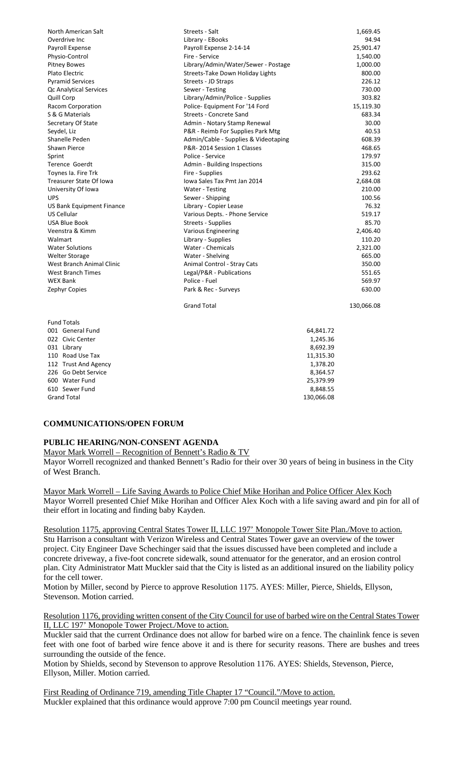| | | |
|---|---|---|
| North American Salt | Streets - Salt | 1,669.45 |
| Overdrive Inc | Library - EBooks | 94.94 |
| Payroll Expense | Payroll Expense 2-14-14 | 25,901.47 |
| Physio-Control | Fire - Service | 1,540.00 |
| Pitney Bowes | Library/Admin/Water/Sewer - Postage | 1,000.00 |
| Plato Electric | Streets-Take Down Holiday Lights | 800.00 |
| Pyramid Services | Streets - JD Straps | 226.12 |
| Qc Analytical Services | Sewer - Testing | 730.00 |
| Quill Corp | Library/Admin/Police - Supplies | 303.82 |
| Racom Corporation | Police- Equipment For '14 Ford | 15,119.30 |
| S & G Materials | Streets - Concrete Sand | 683.34 |
| Secretary Of State | Admin - Notary Stamp Renewal | 30.00 |
| Seydel, Liz | P&R - Reimb For Supplies Park Mtg | 40.53 |
| Shanelle Peden | Admin/Cable - Supplies & Videotaping | 608.39 |
| Shawn Pierce | P&R- 2014 Session 1 Classes | 468.65 |
| Sprint | Police - Service | 179.97 |
| Terence Goerdt | Admin - Building Inspections | 315.00 |
| Toynes Ia. Fire Trk | Fire - Supplies | 293.62 |
| Treasurer State Of Iowa | Iowa Sales Tax Pmt Jan 2014 | 2,684.08 |
| University Of Iowa | Water - Testing | 210.00 |
| UPS | Sewer - Shipping | 100.56 |
| US Bank Equipment Finance | Library - Copier Lease | 76.32 |
| US Cellular | Various Depts. - Phone Service | 519.17 |
| USA Blue Book | Streets - Supplies | 85.70 |
| Veenstra & Kimm | Various Engineering | 2,406.40 |
| Walmart | Library - Supplies | 110.20 |
| Water Solutions | Water - Chemicals | 2,321.00 |
| Welter Storage | Water - Shelving | 665.00 |
| West Branch Animal Clinic | Animal Control - Stray Cats | 350.00 |
| West Branch Times | Legal/P&R - Publications | 551.65 |
| WEX Bank | Police - Fuel | 569.97 |
| Zephyr Copies | Park & Rec - Surveys | 630.00 |
| | Grand Total | 130,066.08 |

| Fund Totals | |
|---|---|
| 001 General Fund | 64,841.72 |
| 022 Civic Center | 1,245.36 |
| 031 Library | 8,692.39 |
| 110 Road Use Tax | 11,315.30 |
| 112 Trust And Agency | 1,378.20 |
| 226 Go Debt Service | 8,364.57 |
| 600 Water Fund | 25,379.99 |
| 610 Sewer Fund | 8,848.55 |
| Grand Total | 130,066.08 |

**COMMUNICATIONS/OPEN FORUM**

**PUBLIC HEARING/NON-CONSENT AGENDA**

Mayor Mark Worrell – Recognition of Bennett's Radio & TV

Mayor Worrell recognized and thanked Bennett's Radio for their over 30 years of being in business in the City of West Branch.

Mayor Mark Worrell – Life Saving Awards to Police Chief Mike Horihan and Police Officer Alex Koch

Mayor Worrell presented Chief Mike Horihan and Officer Alex Koch with a life saving award and pin for all of their effort in locating and finding baby Kayden.

Resolution 1175, approving Central States Tower II, LLC 197' Monopole Tower Site Plan./Move to action.

Stu Harrison a consultant with Verizon Wireless and Central States Tower gave an overview of the tower project. City Engineer Dave Schechinger said that the issues discussed have been completed and include a concrete driveway, a five-foot concrete sidewalk, sound attenuator for the generator, and an erosion control plan. City Administrator Matt Muckler said that the City is listed as an additional insured on the liability policy for the cell tower.

Motion by Miller, second by Pierce to approve Resolution 1175. AYES: Miller, Pierce, Shields, Ellyson, Stevenson. Motion carried.

Resolution 1176, providing written consent of the City Council for use of barbed wire on the Central States Tower II, LLC 197' Monopole Tower Project./Move to action.

Muckler said that the current Ordinance does not allow for barbed wire on a fence. The chainlink fence is seven feet with one foot of barbed wire fence above it and is there for security reasons. There are bushes and trees surrounding the outside of the fence.

Motion by Shields, second by Stevenson to approve Resolution 1176. AYES: Shields, Stevenson, Pierce, Ellyson, Miller. Motion carried.

First Reading of Ordinance 719, amending Title Chapter 17 "Council."/Move to action.

Muckler explained that this ordinance would approve 7:00 pm Council meetings year round.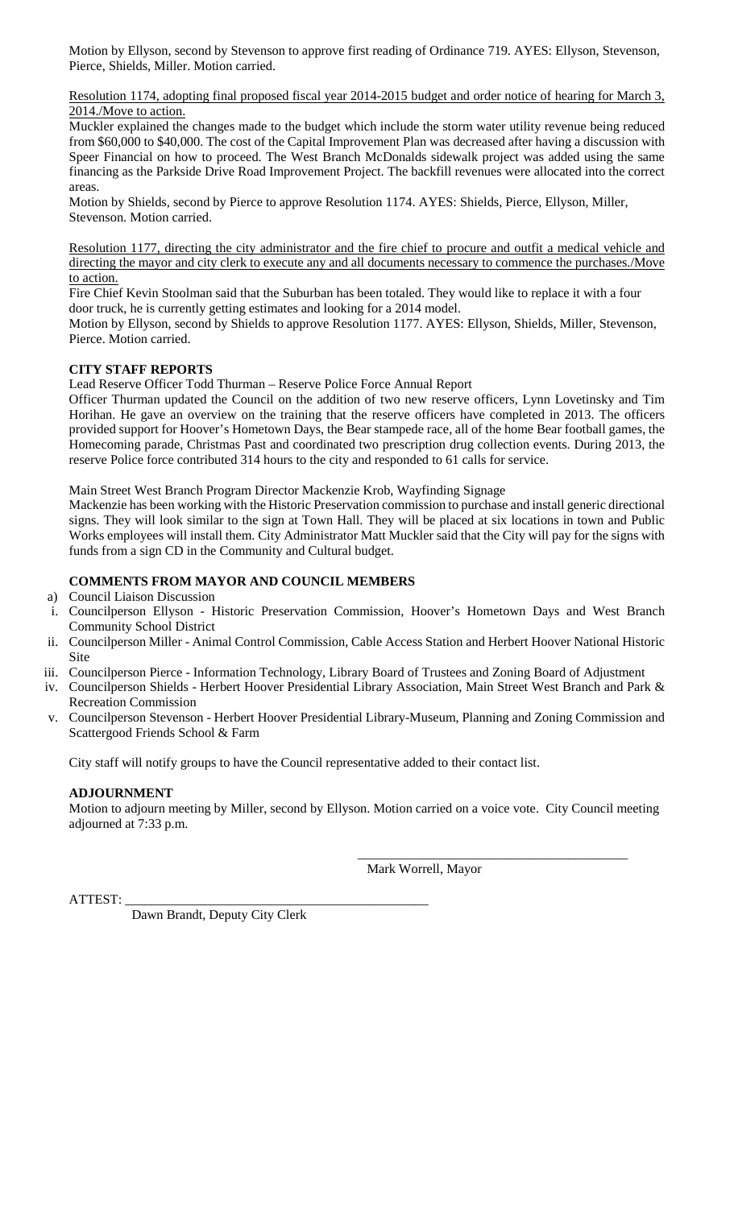Motion by Ellyson, second by Stevenson to approve first reading of Ordinance 719. AYES: Ellyson, Stevenson, Pierce, Shields, Miller. Motion carried.

Resolution 1174, adopting final proposed fiscal year 2014-2015 budget and order notice of hearing for March 3, 2014./Move to action.

Muckler explained the changes made to the budget which include the storm water utility revenue being reduced from $60,000 to $40,000. The cost of the Capital Improvement Plan was decreased after having a discussion with Speer Financial on how to proceed. The West Branch McDonalds sidewalk project was added using the same financing as the Parkside Drive Road Improvement Project. The backfill revenues were allocated into the correct areas.

Motion by Shields, second by Pierce to approve Resolution 1174. AYES: Shields, Pierce, Ellyson, Miller, Stevenson. Motion carried.

Resolution 1177, directing the city administrator and the fire chief to procure and outfit a medical vehicle and directing the mayor and city clerk to execute any and all documents necessary to commence the purchases./Move to action.

Fire Chief Kevin Stoolman said that the Suburban has been totaled. They would like to replace it with a four door truck, he is currently getting estimates and looking for a 2014 model.

Motion by Ellyson, second by Shields to approve Resolution 1177. AYES: Ellyson, Shields, Miller, Stevenson, Pierce. Motion carried.

**CITY STAFF REPORTS**

Lead Reserve Officer Todd Thurman – Reserve Police Force Annual Report

Officer Thurman updated the Council on the addition of two new reserve officers, Lynn Lovetinsky and Tim Horihan. He gave an overview on the training that the reserve officers have completed in 2013. The officers provided support for Hoover's Hometown Days, the Bear stampede race, all of the home Bear football games, the Homecoming parade, Christmas Past and coordinated two prescription drug collection events. During 2013, the reserve Police force contributed 314 hours to the city and responded to 61 calls for service.

Main Street West Branch Program Director Mackenzie Krob, Wayfinding Signage

Mackenzie has been working with the Historic Preservation commission to purchase and install generic directional signs. They will look similar to the sign at Town Hall. They will be placed at six locations in town and Public Works employees will install them. City Administrator Matt Muckler said that the City will pay for the signs with funds from a sign CD in the Community and Cultural budget.

**COMMENTS FROM MAYOR AND COUNCIL MEMBERS**

a) Council Liaison Discussion
   i. Councilperson Ellyson - Historic Preservation Commission, Hoover's Hometown Days and West Branch Community School District
   ii. Councilperson Miller - Animal Control Commission, Cable Access Station and Herbert Hoover National Historic Site
   iii. Councilperson Pierce - Information Technology, Library Board of Trustees and Zoning Board of Adjustment
   iv. Councilperson Shields - Herbert Hoover Presidential Library Association, Main Street West Branch and Park & Recreation Commission
   v. Councilperson Stevenson - Herbert Hoover Presidential Library-Museum, Planning and Zoning Commission and Scattergood Friends School & Farm

City staff will notify groups to have the Council representative added to their contact list.

**ADJOURNMENT**

Motion to adjourn meeting by Miller, second by Ellyson. Motion carried on a voice vote. City Council meeting adjourned at 7:33 p.m.

\_\_\_\_\_\_\_\_\_\_\_\_\_\_\_\_\_\_\_\_\_\_\_\_\_\_\_\_\_\_\_\_\_\_\_\_\_\_\_\_

Mark Worrell, Mayor

ATTEST: \_\_\_\_\_\_\_\_\_\_\_\_\_\_\_\_\_\_\_\_\_\_\_\_\_\_\_\_\_\_\_\_\_\_\_\_\_\_\_\_\_\_\_\_

Dawn Brandt, Deputy City Clerk